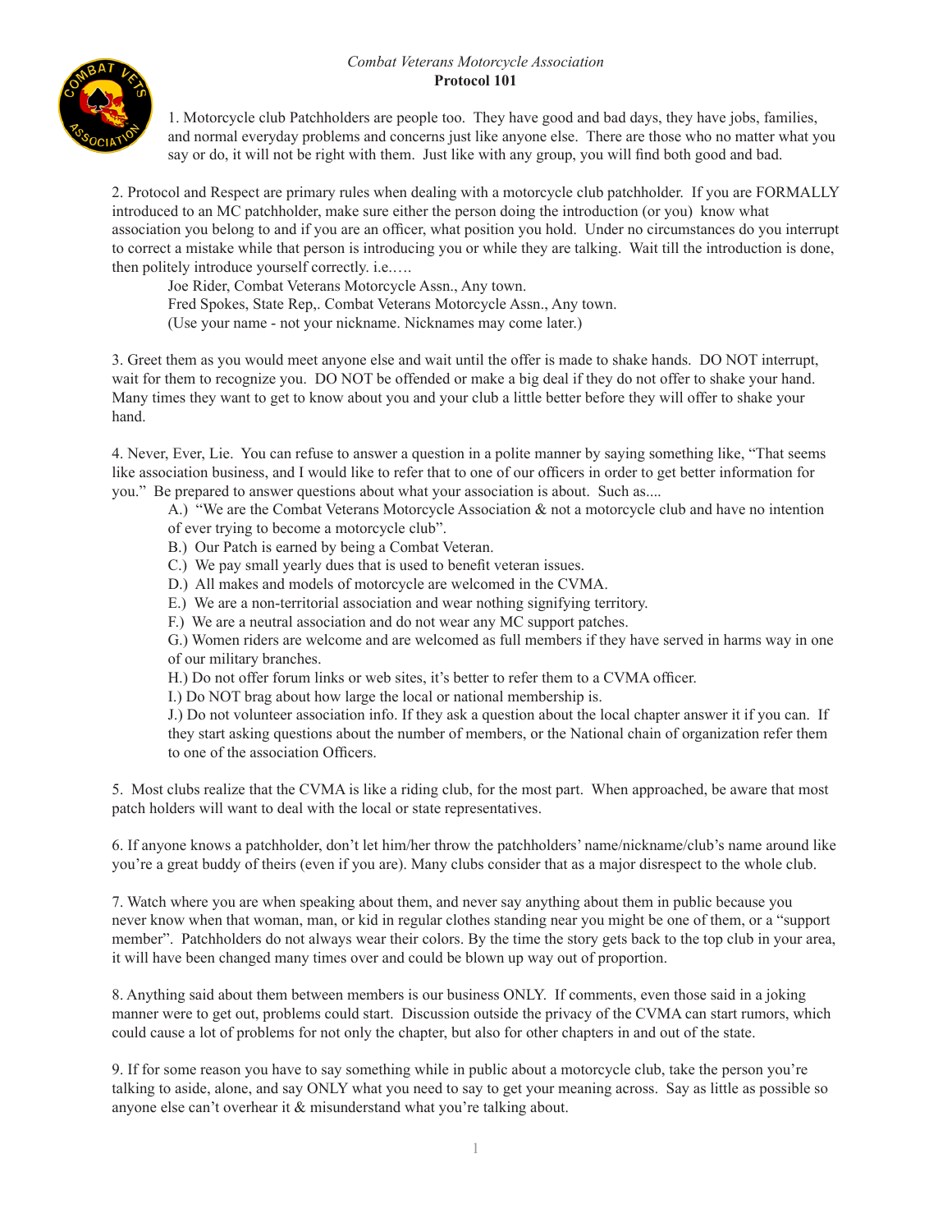*Combat Veterans Motorcycle Association*

**Protocol 101**

1. Motorcycle club Patchholders are people too. They have good and bad days, they have jobs, families, and normal everyday problems and concerns just like anyone else. There are those who no matter what you say or do, it will not be right with them. Just like with any group, you will find both good and bad.

2. Protocol and Respect are primary rules when dealing with a motorcycle club patchholder. If you are FORMALLY introduced to an MC patchholder, make sure either the person doing the introduction (or you) know what association you belong to and if you are an officer, what position you hold. Under no circumstances do you interrupt to correct a mistake while that person is introducing you or while they are talking. Wait till the introduction is done, then politely introduce yourself correctly. i.e.….

   Joe Rider, Combat Veterans Motorcycle Assn., Any town.
   Fred Spokes, State Rep,. Combat Veterans Motorcycle Assn., Any town.
   (Use your name - not your nickname. Nicknames may come later.)

3. Greet them as you would meet anyone else and wait until the offer is made to shake hands. DO NOT interrupt, wait for them to recognize you. DO NOT be offended or make a big deal if they do not offer to shake your hand. Many times they want to get to know about you and your club a little better before they will offer to shake your hand.

4. Never, Ever, Lie. You can refuse to answer a question in a polite manner by saying something like, "That seems like association business, and I would like to refer that to one of our officers in order to get better information for you." Be prepared to answer questions about what your association is about. Such as....

   A.) "We are the Combat Veterans Motorcycle Association & not a motorcycle club and have no intention of ever trying to become a motorcycle club".
   B.) Our Patch is earned by being a Combat Veteran.
   C.) We pay small yearly dues that is used to benefit veteran issues.
   D.) All makes and models of motorcycle are welcomed in the CVMA.
   E.) We are a non-territorial association and wear nothing signifying territory.
   F.) We are a neutral association and do not wear any MC support patches.
   G.) Women riders are welcome and are welcomed as full members if they have served in harms way in one of our military branches.
   H.) Do not offer forum links or web sites, it's better to refer them to a CVMA officer.
   I.) Do NOT brag about how large the local or national membership is.
   J.) Do not volunteer association info. If they ask a question about the local chapter answer it if you can. If they start asking questions about the number of members, or the National chain of organization refer them to one of the association Officers.

5. Most clubs realize that the CVMA is like a riding club, for the most part. When approached, be aware that most patch holders will want to deal with the local or state representatives.

6. If anyone knows a patchholder, don't let him/her throw the patchholders' name/nickname/club's name around like you're a great buddy of theirs (even if you are). Many clubs consider that as a major disrespect to the whole club.

7. Watch where you are when speaking about them, and never say anything about them in public because you never know when that woman, man, or kid in regular clothes standing near you might be one of them, or a "support member". Patchholders do not always wear their colors. By the time the story gets back to the top club in your area, it will have been changed many times over and could be blown up way out of proportion.

8. Anything said about them between members is our business ONLY. If comments, even those said in a joking manner were to get out, problems could start. Discussion outside the privacy of the CVMA can start rumors, which could cause a lot of problems for not only the chapter, but also for other chapters in and out of the state.

9. If for some reason you have to say something while in public about a motorcycle club, take the person you're talking to aside, alone, and say ONLY what you need to say to get your meaning across. Say as little as possible so anyone else can't overhear it & misunderstand what you're talking about.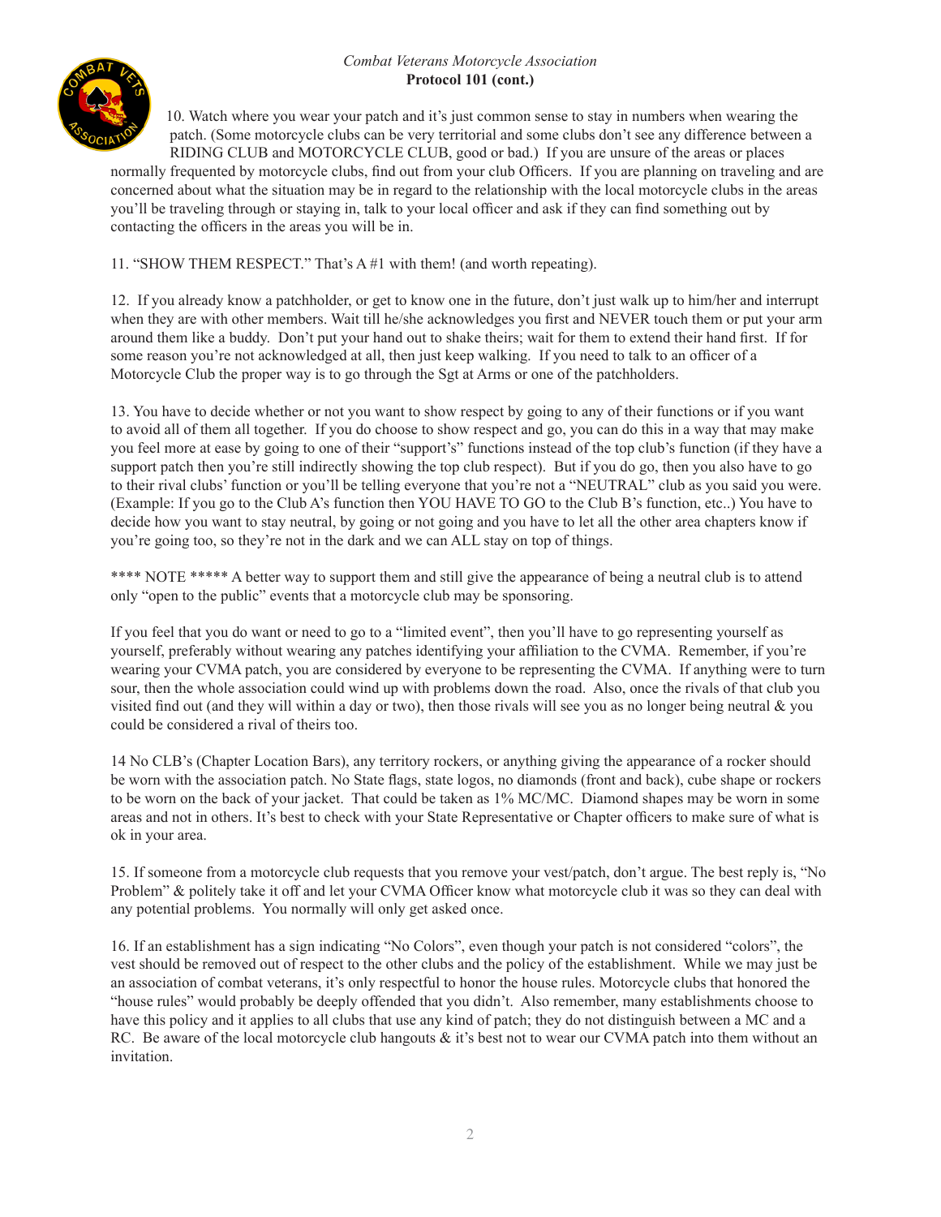*Combat Veterans Motorcycle Association*
**Protocol 101 (cont.)**

10. Watch where you wear your patch and it's just common sense to stay in numbers when wearing the patch. (Some motorcycle clubs can be very territorial and some clubs don't see any difference between a RIDING CLUB and MOTORCYCLE CLUB, good or bad.) If you are unsure of the areas or places normally frequented by motorcycle clubs, find out from your club Officers. If you are planning on traveling and are concerned about what the situation may be in regard to the relationship with the local motorcycle clubs in the areas you'll be traveling through or staying in, talk to your local officer and ask if they can find something out by contacting the officers in the areas you will be in.

11. "SHOW THEM RESPECT." That's A #1 with them! (and worth repeating).

12. If you already know a patchholder, or get to know one in the future, don't just walk up to him/her and interrupt when they are with other members. Wait till he/she acknowledges you first and NEVER touch them or put your arm around them like a buddy. Don't put your hand out to shake theirs; wait for them to extend their hand first. If for some reason you're not acknowledged at all, then just keep walking. If you need to talk to an officer of a Motorcycle Club the proper way is to go through the Sgt at Arms or one of the patchholders.

13. You have to decide whether or not you want to show respect by going to any of their functions or if you want to avoid all of them all together. If you do choose to show respect and go, you can do this in a way that may make you feel more at ease by going to one of their "support's" functions instead of the top club's function (if they have a support patch then you're still indirectly showing the top club respect). But if you do go, then you also have to go to their rival clubs' function or you'll be telling everyone that you're not a "NEUTRAL" club as you said you were. (Example: If you go to the Club A's function then YOU HAVE TO GO to the Club B's function, etc..) You have to decide how you want to stay neutral, by going or not going and you have to let all the other area chapters know if you're going too, so they're not in the dark and we can ALL stay on top of things.

**** NOTE ***** A better way to support them and still give the appearance of being a neutral club is to attend only "open to the public" events that a motorcycle club may be sponsoring.

If you feel that you do want or need to go to a "limited event", then you'll have to go representing yourself as yourself, preferably without wearing any patches identifying your affiliation to the CVMA. Remember, if you're wearing your CVMA patch, you are considered by everyone to be representing the CVMA. If anything were to turn sour, then the whole association could wind up with problems down the road. Also, once the rivals of that club you visited find out (and they will within a day or two), then those rivals will see you as no longer being neutral & you could be considered a rival of theirs too.

14 No CLB's (Chapter Location Bars), any territory rockers, or anything giving the appearance of a rocker should be worn with the association patch. No State flags, state logos, no diamonds (front and back), cube shape or rockers to be worn on the back of your jacket. That could be taken as 1% MC/MC. Diamond shapes may be worn in some areas and not in others. It's best to check with your State Representative or Chapter officers to make sure of what is ok in your area.

15. If someone from a motorcycle club requests that you remove your vest/patch, don't argue. The best reply is, "No Problem" & politely take it off and let your CVMA Officer know what motorcycle club it was so they can deal with any potential problems. You normally will only get asked once.

16. If an establishment has a sign indicating "No Colors", even though your patch is not considered "colors", the vest should be removed out of respect to the other clubs and the policy of the establishment. While we may just be an association of combat veterans, it's only respectful to honor the house rules. Motorcycle clubs that honored the "house rules" would probably be deeply offended that you didn't. Also remember, many establishments choose to have this policy and it applies to all clubs that use any kind of patch; they do not distinguish between a MC and a RC. Be aware of the local motorcycle club hangouts & it's best not to wear our CVMA patch into them without an invitation.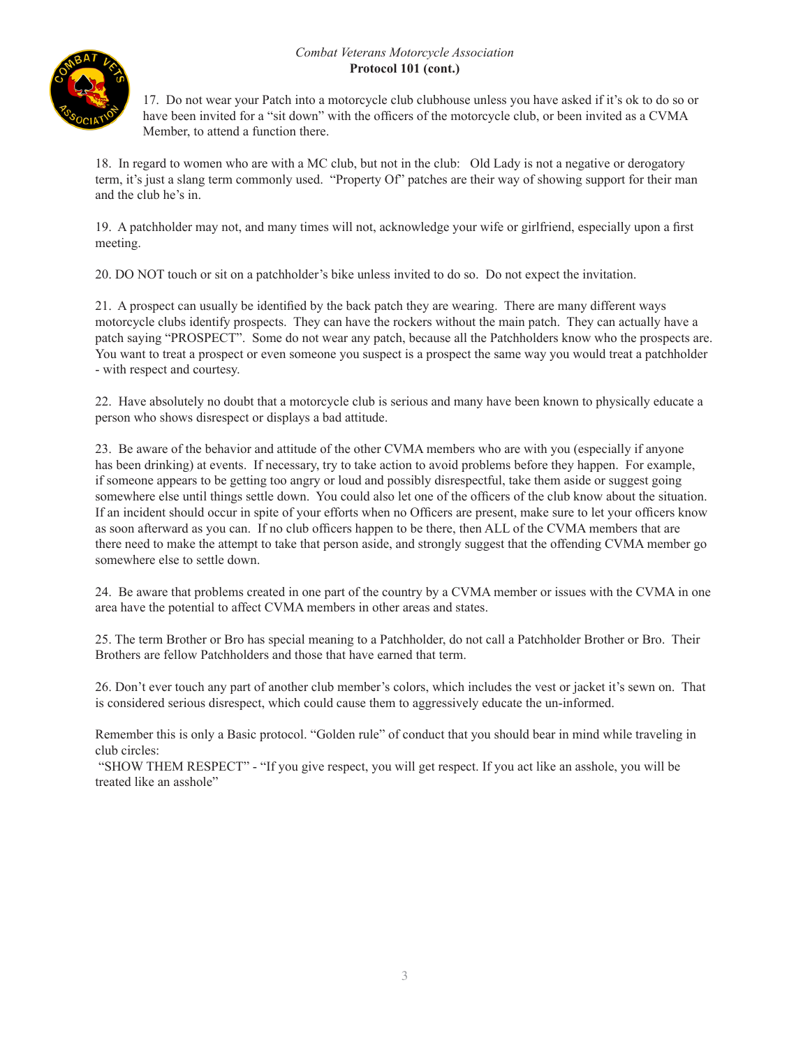*Combat Veterans Motorcycle Association*

**Protocol 101 (cont.)**

17. Do not wear your Patch into a motorcycle club clubhouse unless you have asked if it's ok to do so or have been invited for a "sit down" with the officers of the motorcycle club, or been invited as a CVMA Member, to attend a function there.

18. In regard to women who are with a MC club, but not in the club: Old Lady is not a negative or derogatory term, it's just a slang term commonly used. "Property Of" patches are their way of showing support for their man and the club he's in.

19. A patchholder may not, and many times will not, acknowledge your wife or girlfriend, especially upon a first meeting.

20. DO NOT touch or sit on a patchholder's bike unless invited to do so. Do not expect the invitation.

21. A prospect can usually be identified by the back patch they are wearing. There are many different ways motorcycle clubs identify prospects. They can have the rockers without the main patch. They can actually have a patch saying "PROSPECT". Some do not wear any patch, because all the Patchholders know who the prospects are. You want to treat a prospect or even someone you suspect is a prospect the same way you would treat a patchholder - with respect and courtesy.

22. Have absolutely no doubt that a motorcycle club is serious and many have been known to physically educate a person who shows disrespect or displays a bad attitude.

23. Be aware of the behavior and attitude of the other CVMA members who are with you (especially if anyone has been drinking) at events. If necessary, try to take action to avoid problems before they happen. For example, if someone appears to be getting too angry or loud and possibly disrespectful, take them aside or suggest going somewhere else until things settle down. You could also let one of the officers of the club know about the situation. If an incident should occur in spite of your efforts when no Officers are present, make sure to let your officers know as soon afterward as you can. If no club officers happen to be there, then ALL of the CVMA members that are there need to make the attempt to take that person aside, and strongly suggest that the offending CVMA member go somewhere else to settle down.

24. Be aware that problems created in one part of the country by a CVMA member or issues with the CVMA in one area have the potential to affect CVMA members in other areas and states.

25. The term Brother or Bro has special meaning to a Patchholder, do not call a Patchholder Brother or Bro. Their Brothers are fellow Patchholders and those that have earned that term.

26. Don't ever touch any part of another club member's colors, which includes the vest or jacket it's sewn on. That is considered serious disrespect, which could cause them to aggressively educate the un-informed.

Remember this is only a Basic protocol. "Golden rule" of conduct that you should bear in mind while traveling in club circles:

"SHOW THEM RESPECT" - "If you give respect, you will get respect. If you act like an asshole, you will be treated like an asshole"